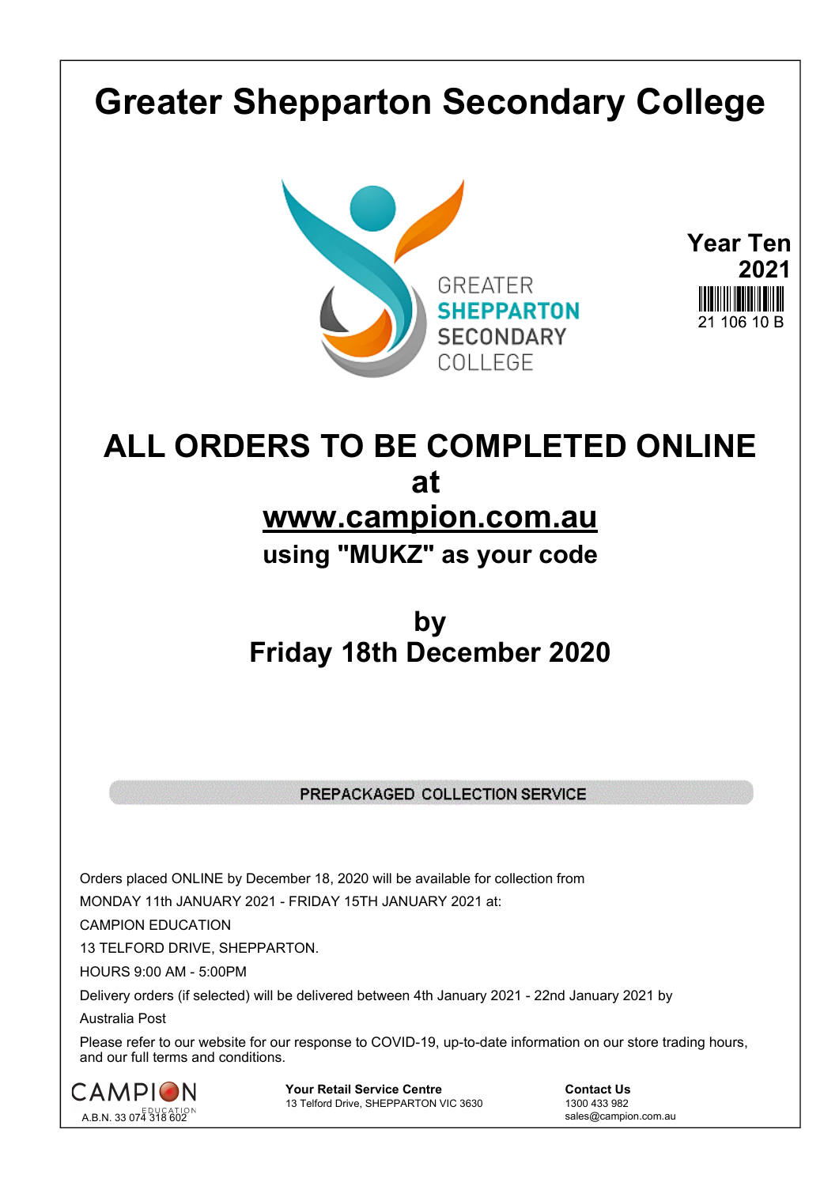# Greater Shepparton Secondary College

GREATER
SHEPPARTON
SECONDARY
COLLEGE

**Year Ten**
**2021**

21 106 10 B

## ALL ORDERS TO BE COMPLETED ONLINE at www.campion.com.au

### using "MUKZ" as your code

## by Friday 18th December 2020

**PREPACKAGED COLLECTION SERVICE**

Orders placed ONLINE by December 18, 2020 will be available for collection from

MONDAY 11th JANUARY 2021 - FRIDAY 15TH JANUARY 2021 at:

CAMPION EDUCATION

13 TELFORD DRIVE, SHEPPARTON.

HOURS 9:00 AM - 5:00PM

Delivery orders (if selected) will be delivered between 4th January 2021 - 22nd January 2021 by Australia Post

Please refer to our website for our response to COVID-19, up-to-date information on our store trading hours, and our full terms and conditions.

CAMPION EDUCATION
A.B.N. 33 074 318 602

**Your Retail Service Centre**
13 Telford Drive, SHEPPARTON VIC 3630

**Contact Us**
1300 433 982
sales@campion.com.au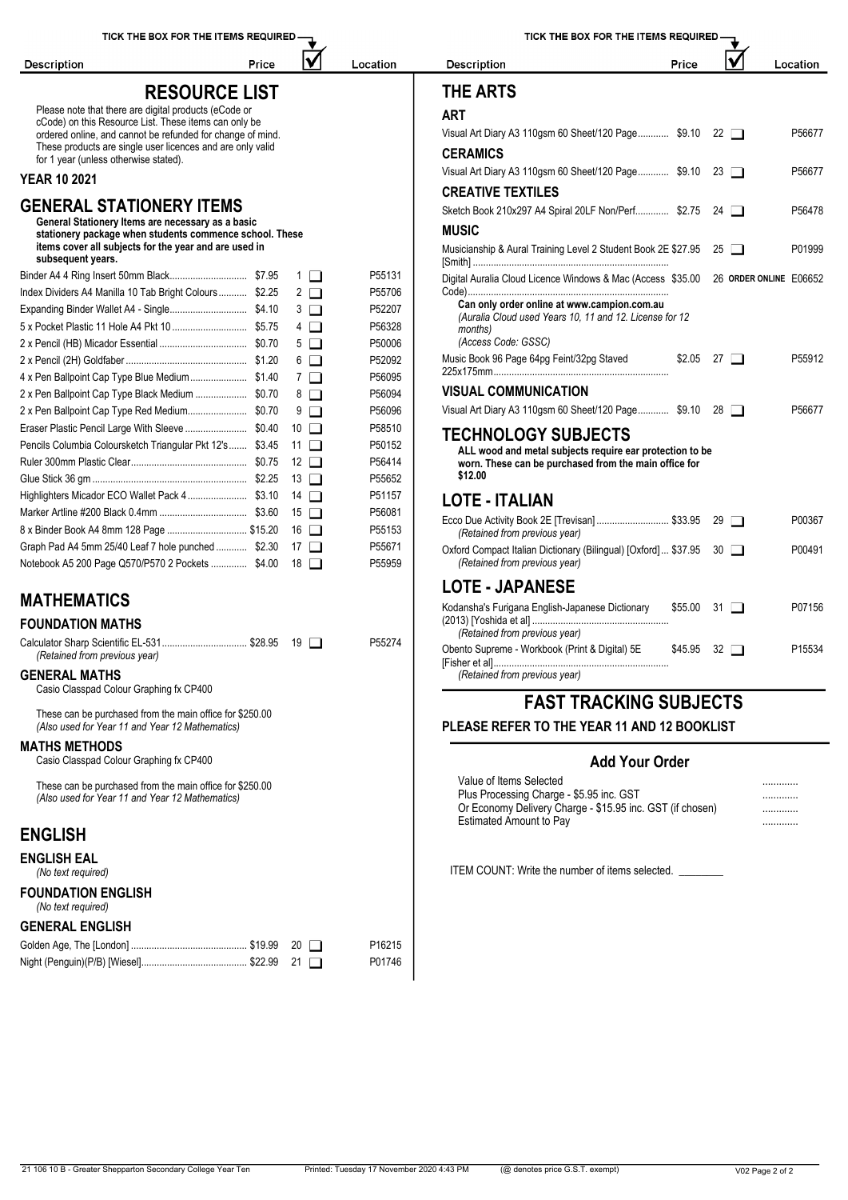# RESOURCE LIST

Please note that there are digital products (eCode or cCode) on this Resource List. These items can only be ordered online, and cannot be refunded for change of mind. These products are single user licences and are only valid for 1 year (unless otherwise stated).

**YEAR 10 2021**

## GENERAL STATIONERY ITEMS

**General Stationery Items are necessary as a basic stationery package when students commence school. These items cover all subjects for the year and are used in subsequent years.**

| Description | Price | ☑ | Location |
|---|---|---|---|
| Binder A4 4 Ring Insert 50mm Black | $7.95 | 1 ❑ | P55131 |
| Index Dividers A4 Manilla 10 Tab Bright Colours | $2.25 | 2 ❑ | P55706 |
| Expanding Binder Wallet A4 - Single | $4.10 | 3 ❑ | P52207 |
| 5 x Pocket Plastic 11 Hole A4 Pkt 10 | $5.75 | 4 ❑ | P56328 |
| 2 x Pencil (HB) Micador Essential | $0.70 | 5 ❑ | P50006 |
| 2 x Pencil (2H) Goldfaber | $1.20 | 6 ❑ | P52092 |
| 4 x Pen Ballpoint Cap Type Blue Medium | $1.40 | 7 ❑ | P56095 |
| 2 x Pen Ballpoint Cap Type Black Medium | $0.70 | 8 ❑ | P56094 |
| 2 x Pen Ballpoint Cap Type Red Medium | $0.70 | 9 ❑ | P56096 |
| Eraser Plastic Pencil Large With Sleeve | $0.40 | 10 ❑ | P58510 |
| Pencils Columbia Coloursketch Triangular Pkt 12's | $3.45 | 11 ❑ | P50152 |
| Ruler 300mm Plastic Clear | $0.75 | 12 ❑ | P56414 |
| Glue Stick 36 gm | $2.25 | 13 ❑ | P55652 |
| Highlighters Micador ECO Wallet Pack 4 | $3.10 | 14 ❑ | P51157 |
| Marker Artline #200 Black 0.4mm | $3.60 | 15 ❑ | P56081 |
| 8 x Binder Book A4 8mm 128 Page | $15.20 | 16 ❑ | P55153 |
| Graph Pad A4 5mm 25/40 Leaf 7 hole punched | $2.30 | 17 ❑ | P55671 |
| Notebook A5 200 Page Q570/P570 2 Pockets | $4.00 | 18 ❑ | P55959 |

## MATHEMATICS

### FOUNDATION MATHS

| Description | Price | ☑ | Location |
|---|---|---|---|
| Calculator Sharp Scientific EL-531 *(Retained from previous year)* | $28.95 | 19 ❑ | P55274 |

### GENERAL MATHS

Casio Classpad Colour Graphing fx CP400

These can be purchased from the main office for $250.00
*(Also used for Year 11 and Year 12 Mathematics)*

### MATHS METHODS

Casio Classpad Colour Graphing fx CP400

These can be purchased from the main office for $250.00
*(Also used for Year 11 and Year 12 Mathematics)*

## ENGLISH

### ENGLISH EAL

*(No text required)*

### FOUNDATION ENGLISH

*(No text required)*

### GENERAL ENGLISH

| Description | Price | ☑ | Location |
|---|---|---|---|
| Golden Age, The [London] | $19.99 | 20 ❑ | P16215 |
| Night (Penguin)(P/B) [Wiesel] | $22.99 | 21 ❑ | P01746 |

## THE ARTS

### ART

| Description | Price | ☑ | Location |
|---|---|---|---|
| Visual Art Diary A3 110gsm 60 Sheet/120 Page | $9.10 | 22 ❑ | P56677 |

### CERAMICS

| Description | Price | ☑ | Location |
|---|---|---|---|
| Visual Art Diary A3 110gsm 60 Sheet/120 Page | $9.10 | 23 ❑ | P56677 |

### CREATIVE TEXTILES

| Description | Price | ☑ | Location |
|---|---|---|---|
| Sketch Book 210x297 A4 Spiral 20LF Non/Perf | $2.75 | 24 ❑ | P56478 |

### MUSIC

| Description | Price | ☑ | Location |
|---|---|---|---|
| Musicianship & Aural Training Level 2 Student Book 2E [Smith] | $27.95 | 25 ❑ | P01999 |
| Digital Auralia Cloud Licence Windows & Mac (Access Code) **Can only order online at www.campion.com.au** *(Auralia Cloud used Years 10, 11 and 12. License for 12 months)* *(Access Code: GSSC)* | $35.00 | 26 **ORDER ONLINE** | E06652 |
| Music Book 96 Page 64pg Feint/32pg Staved 225x175mm | $2.05 | 27 ❑ | P55912 |

### VISUAL COMMUNICATION

| Description | Price | ☑ | Location |
|---|---|---|---|
| Visual Art Diary A3 110gsm 60 Sheet/120 Page | $9.10 | 28 ❑ | P56677 |

## TECHNOLOGY SUBJECTS

**ALL wood and metal subjects require ear protection to be worn. These can be purchased from the main office for $12.00**

## LOTE - ITALIAN

| Description | Price | ☑ | Location |
|---|---|---|---|
| Ecco Due Activity Book 2E [Trevisan] *(Retained from previous year)* | $33.95 | 29 ❑ | P00367 |
| Oxford Compact Italian Dictionary (Bilingual) [Oxford] *(Retained from previous year)* | $37.95 | 30 ❑ | P00491 |

## LOTE - JAPANESE

| Description | Price | ☑ | Location |
|---|---|---|---|
| Kodansha's Furigana English-Japanese Dictionary (2013) [Yoshida et al] *(Retained from previous year)* | $55.00 | 31 ❑ | P07156 |
| Obento Supreme - Workbook (Print & Digital) 5E [Fisher et al] *(Retained from previous year)* | $45.95 | 32 ❑ | P15534 |

## FAST TRACKING SUBJECTS

**PLEASE REFER TO THE YEAR 11 AND 12 BOOKLIST**

### Add Your Order

| | |
|---|---|
| Value of Items Selected | ............ |
| Plus Processing Charge - $5.95 inc. GST | ............ |
| Or Economy Delivery Charge - $15.95 inc. GST (if chosen) | ............ |
| Estimated Amount to Pay | ............ |

ITEM COUNT: Write the number of items selected. ________

21 106 10 B - Greater Shepparton Secondary College Year Ten | Printed: Tuesday 17 November 2020 4:43 PM | (@ denotes price G.S.T. exempt)